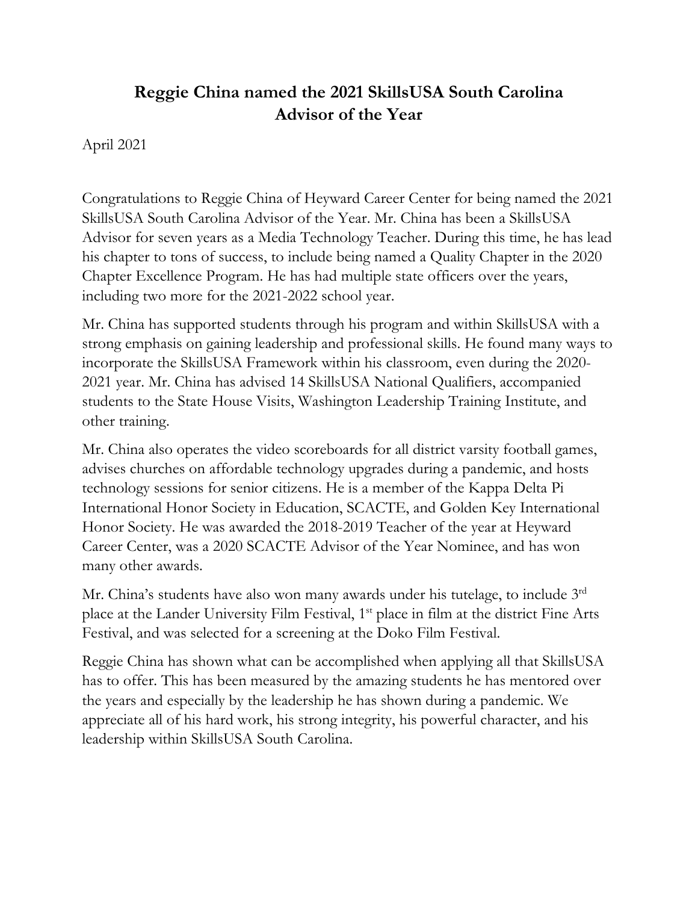# Reggie China named the 2021 SkillsUSA South Carolina Advisor of the Year

April 2021

Congratulations to Reggie China of Heyward Career Center for being named the 2021 SkillsUSA South Carolina Advisor of the Year. Mr. China has been a SkillsUSA Advisor for seven years as a Media Technology Teacher. During this time, he has lead his chapter to tons of success, to include being named a Quality Chapter in the 2020 Chapter Excellence Program. He has had multiple state officers over the years, including two more for the 2021-2022 school year.

Mr. China has supported students through his program and within SkillsUSA with a strong emphasis on gaining leadership and professional skills. He found many ways to incorporate the SkillsUSA Framework within his classroom, even during the 2020-2021 year. Mr. China has advised 14 SkillsUSA National Qualifiers, accompanied students to the State House Visits, Washington Leadership Training Institute, and other training.

Mr. China also operates the video scoreboards for all district varsity football games, advises churches on affordable technology upgrades during a pandemic, and hosts technology sessions for senior citizens. He is a member of the Kappa Delta Pi International Honor Society in Education, SCACTE, and Golden Key International Honor Society. He was awarded the 2018-2019 Teacher of the year at Heyward Career Center, was a 2020 SCACTE Advisor of the Year Nominee, and has won many other awards.

Mr. China's students have also won many awards under his tutelage, to include 3rd place at the Lander University Film Festival, 1st place in film at the district Fine Arts Festival, and was selected for a screening at the Doko Film Festival.

Reggie China has shown what can be accomplished when applying all that SkillsUSA has to offer. This has been measured by the amazing students he has mentored over the years and especially by the leadership he has shown during a pandemic. We appreciate all of his hard work, his strong integrity, his powerful character, and his leadership within SkillsUSA South Carolina.